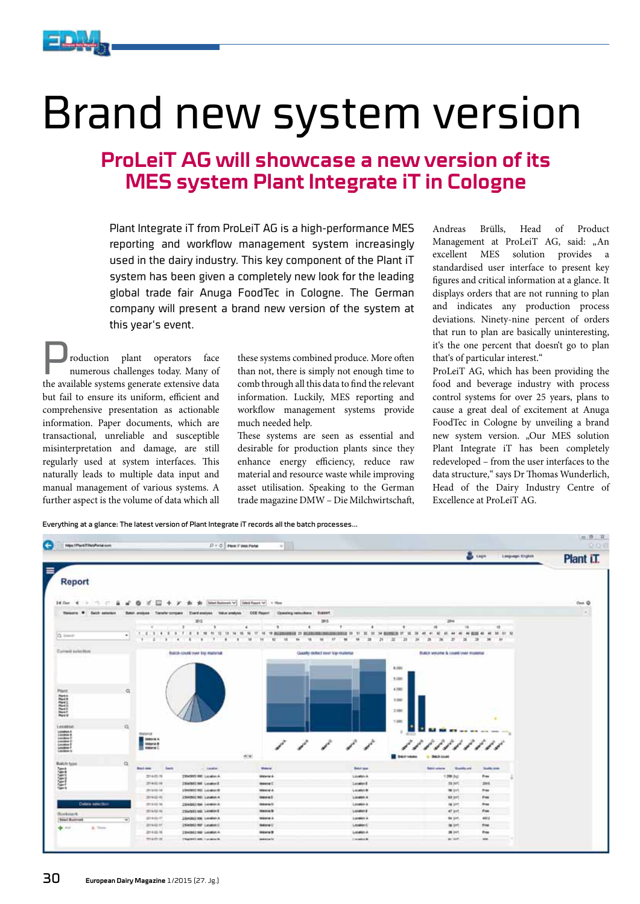# Brand new system version

## ProLeiT AG will showcase a new version of its MES system Plant Integrate iT in Cologne

Plant Integrate iT from ProLeiT AG is a high-performance MES reporting and workflow management system increasingly used in the dairy industry. This key component of the Plant iT system has been given a completely new look for the leading global trade fair Anuga FoodTec in Cologne. The German company will present a brand new version of the system at this year's event.

Production plant operators face numerous challenges today. Many of the available systems generate extensive data but fail to ensure its uniform, efficient and comprehensive presentation as actionable information. Paper documents, which are transactional, unreliable and susceptible misinterpretation and damage, are still regularly used at system interfaces. This naturally leads to multiple data input and manual management of various systems. A further aspect is the volume of data which all these systems combined produce. More often than not, there is simply not enough time to comb through all this data to find the relevant information. Luckily, MES reporting and workflow management systems provide much needed help.

These systems are seen as essential and desirable for production plants since they enhance energy efficiency, reduce raw material and resource waste while improving asset utilisation. Speaking to the German trade magazine DMW – Die Milchwirtschaft, Andreas Brülls, Head of Product Management at ProLeiT AG, said: „An excellent MES solution provides a standardised user interface to present key figures and critical information at a glance. It displays orders that are not running to plan and indicates any production process deviations. Ninety-nine percent of orders that run to plan are basically uninteresting, it's the one percent that doesn't go to plan that's of particular interest."

ProLeiT AG, which has been providing the food and beverage industry with process control systems for over 25 years, plans to cause a great deal of excitement at Anuga FoodTec in Cologne by unveiling a brand new system version. „Our MES solution Plant Integrate iT has been completely redeveloped – from the user interfaces to the data structure," says Dr Thomas Wunderlich, Head of the Dairy Industry Centre of Excellence at ProLeiT AG.

Everything at a glance: The latest version of Plant Integrate iT records all the batch processes...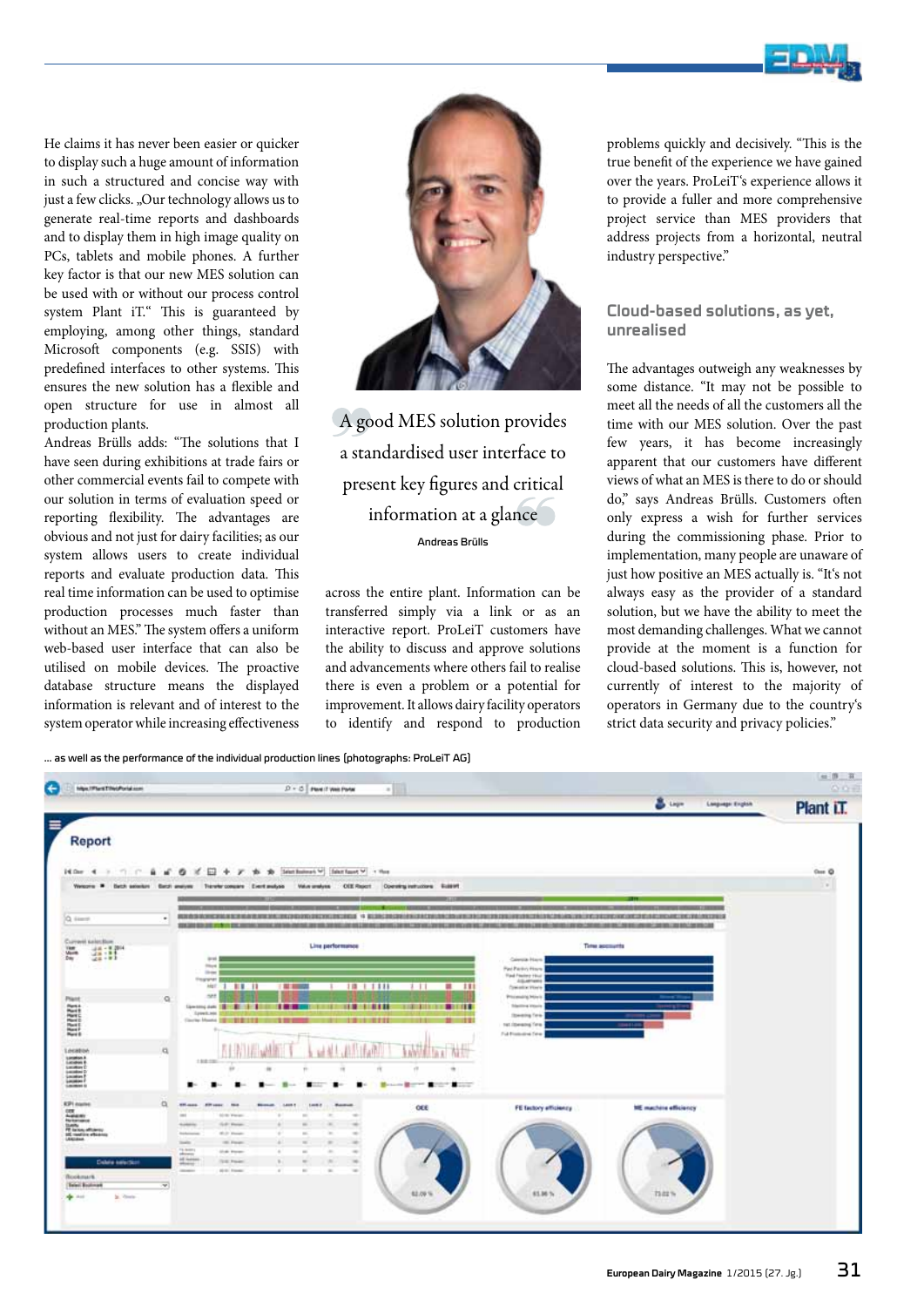He claims it has never been easier or quicker to display such a huge amount of information in such a structured and concise way with just a few clicks. „Our technology allows us to generate real-time reports and dashboards and to display them in high image quality on PCs, tablets and mobile phones. A further key factor is that our new MES solution can be used with or without our process control system Plant iT." This is guaranteed by employing, among other things, standard Microsoft components (e.g. SSIS) with predefined interfaces to other systems. This ensures the new solution has a flexible and open structure for use in almost all production plants.

Andreas Brülls adds: "The solutions that I have seen during exhibitions at trade fairs or other commercial events fail to compete with our solution in terms of evaluation speed or reporting flexibility. The advantages are obvious and not just for dairy facilities; as our system allows users to create individual reports and evaluate production data. This real time information can be used to optimise production processes much faster than without an MES." The system offers a uniform web-based user interface that can also be utilised on mobile devices. The proactive database structure means the displayed information is relevant and of interest to the system operator while increasing effectiveness across the entire plant. Information can be transferred simply via a link or as an interactive report. ProLeiT customers have the ability to discuss and approve solutions and advancements where others fail to realise there is even a problem or a potential for improvement. It allows dairy facility operators to identify and respond to production problems quickly and decisively. "This is the true benefit of the experience we have gained over the years. ProLeiT's experience allows it to provide a fuller and more comprehensive project service than MES providers that address projects from a horizontal, neutral industry perspective."

> A good MES solution provides a standardised user interface to present key figures and critical information at a glance
>
> Andreas Brülls

## Cloud-based solutions, as yet, unrealised

The advantages outweigh any weaknesses by some distance. "It may not be possible to meet all the needs of all the customers all the time with our MES solution. Over the past few years, it has become increasingly apparent that our customers have different views of what an MES is there to do or should do," says Andreas Brülls. Customers often only express a wish for further services during the commissioning phase. Prior to implementation, many people are unaware of just how positive an MES actually is. "It's not always easy as the provider of a standard solution, but we have the ability to meet the most demanding challenges. What we cannot provide at the moment is a function for cloud-based solutions. This is, however, not currently of interest to the majority of operators in Germany due to the country's strict data security and privacy policies."

... as well as the performance of the individual production lines (photographs: ProLeiT AG)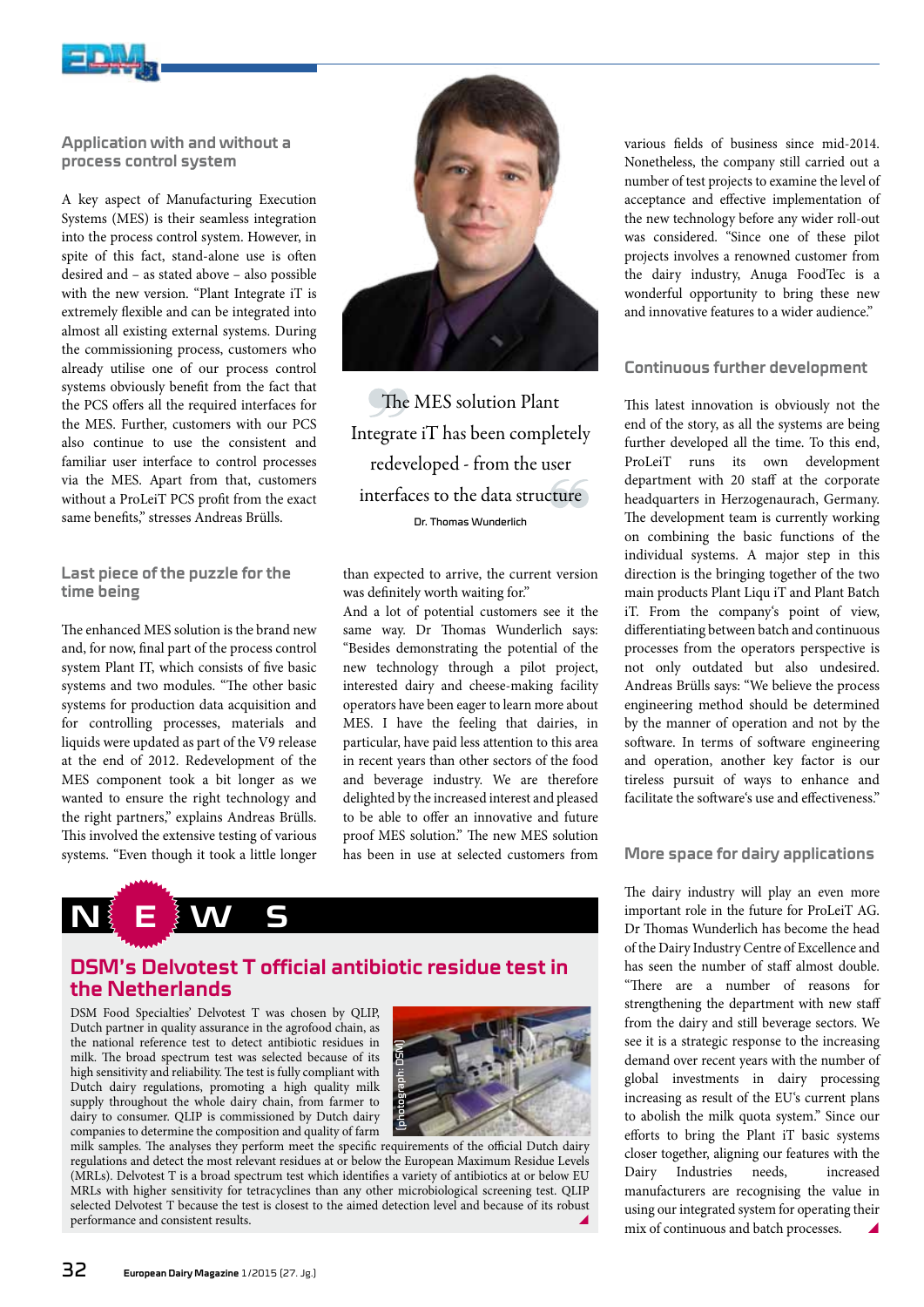## Application with and without a process control system

A key aspect of Manufacturing Execution Systems (MES) is their seamless integration into the process control system. However, in spite of this fact, stand-alone use is often desired and – as stated above – also possible with the new version. "Plant Integrate iT is extremely flexible and can be integrated into almost all existing external systems. During the commissioning process, customers who already utilise one of our process control systems obviously benefit from the fact that the PCS offers all the required interfaces for the MES. Further, customers with our PCS also continue to use the consistent and familiar user interface to control processes via the MES. Apart from that, customers without a ProLeiT PCS profit from the exact same benefits," stresses Andreas Brülls.

## Last piece of the puzzle for the time being

The enhanced MES solution is the brand new and, for now, final part of the process control system Plant IT, which consists of five basic systems and two modules. "The other basic systems for production data acquisition and for controlling processes, materials and liquids were updated as part of the V9 release at the end of 2012. Redevelopment of the MES component took a bit longer as we wanted to ensure the right technology and the right partners," explains Andreas Brülls. This involved the extensive testing of various systems. "Even though it took a little longer than expected to arrive, the current version was definitely worth waiting for."

> The MES solution Plant Integrate iT has been completely redeveloped - from the user interfaces to the data structure
>
> Dr. Thomas Wunderlich

And a lot of potential customers see it the same way. Dr Thomas Wunderlich says: "Besides demonstrating the potential of the new technology through a pilot project, interested dairy and cheese-making facility operators have been eager to learn more about MES. I have the feeling that dairies, in particular, have paid less attention to this area in recent years than other sectors of the food and beverage industry. We are therefore delighted by the increased interest and pleased to be able to offer an innovative and future proof MES solution." The new MES solution has been in use at selected customers from various fields of business since mid-2014. Nonetheless, the company still carried out a number of test projects to examine the level of acceptance and effective implementation of the new technology before any wider roll-out was considered. "Since one of these pilot projects involves a renowned customer from the dairy industry, Anuga FoodTec is a wonderful opportunity to bring these new and innovative features to a wider audience."

## Continuous further development

This latest innovation is obviously not the end of the story, as all the systems are being further developed all the time. To this end, ProLeiT runs its own development department with 20 staff at the corporate headquarters in Herzogenaurach, Germany. The development team is currently working on combining the basic functions of the individual systems. A major step in this direction is the bringing together of the two main products Plant Liqu iT and Plant Batch iT. From the company's point of view, differentiating between batch and continuous processes from the operators perspective is not only outdated but also undesired. Andreas Brülls says: "We believe the process engineering method should be determined by the manner of operation and not by the software. In terms of software engineering and operation, another key factor is our tireless pursuit of ways to enhance and facilitate the software's use and effectiveness."

## More space for dairy applications

The dairy industry will play an even more important role in the future for ProLeiT AG. Dr Thomas Wunderlich has become the head of the Dairy Industry Centre of Excellence and has seen the number of staff almost double. "There are a number of reasons for strengthening the department with new staff from the dairy and still beverage sectors. We see it is a strategic response to the increasing demand over recent years with the number of global investments in dairy processing increasing as result of the EU's current plans to abolish the milk quota system." Since our efforts to bring the Plant iT basic systems closer together, aligning our features with the Dairy Industries needs, increased manufacturers are recognising the value in using our integrated system for operating their mix of continuous and batch processes.

# NEWS

## DSM's Delvotest T official antibiotic residue test in the Netherlands

DSM Food Specialties' Delvotest T was chosen by QLIP, Dutch partner in quality assurance in the agrofood chain, as the national reference test to detect antibiotic residues in milk. The broad spectrum test was selected because of its high sensitivity and reliability. The test is fully compliant with Dutch dairy regulations, promoting a high quality milk supply throughout the whole dairy chain, from farmer to dairy to consumer. QLIP is commissioned by Dutch dairy companies to determine the composition and quality of farm milk samples. The analyses they perform meet the specific requirements of the official Dutch dairy regulations and detect the most relevant residues at or below the European Maximum Residue Levels (MRLs). Delvotest T is a broad spectrum test which identifies a variety of antibiotics at or below EU MRLs with higher sensitivity for tetracyclines than any other microbiological screening test. QLIP selected Delvotest T because the test is closest to the aimed detection level and because of its robust performance and consistent results.

(photograph: DSM)